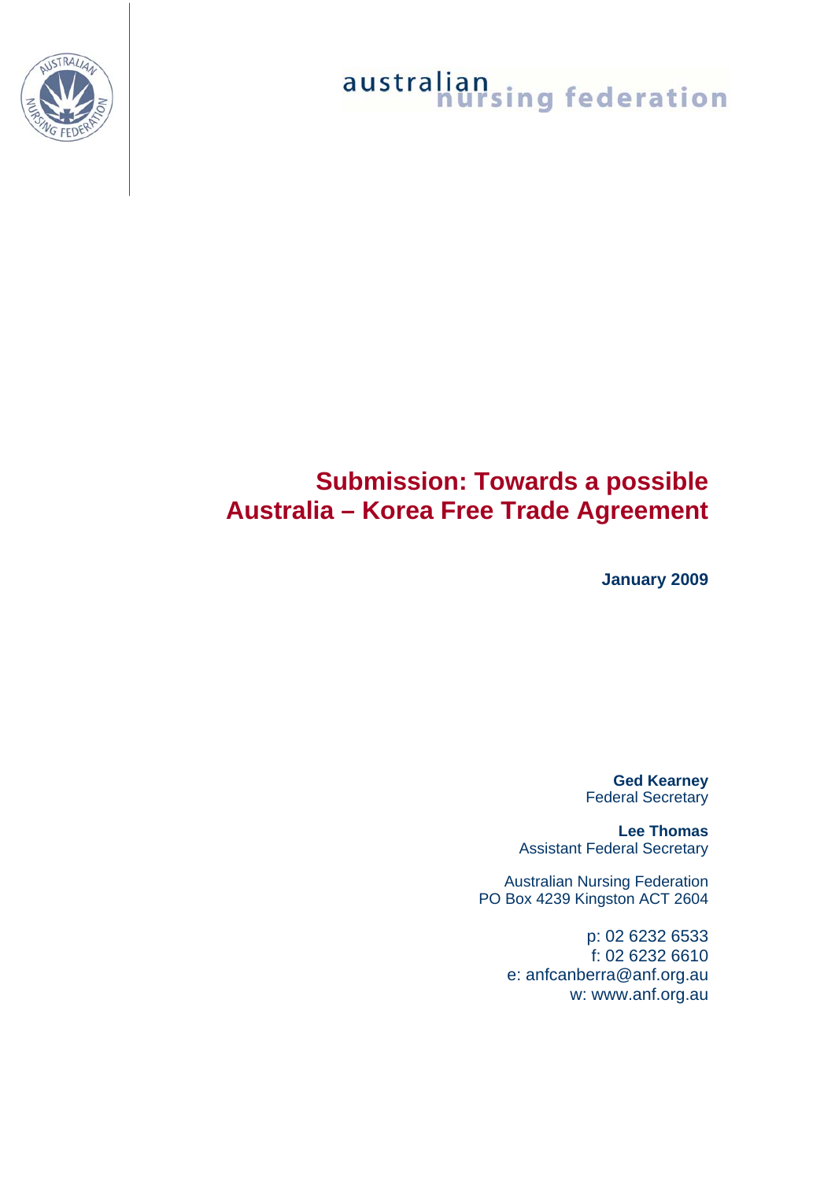australian nursing federation

# Submission: Towards a possible Australia – Korea Free Trade Agreement

**January 2009**

**Ged Kearney**
Federal Secretary

**Lee Thomas**
Assistant Federal Secretary

Australian Nursing Federation
PO Box 4239 Kingston ACT 2604

p: 02 6232 6533
f: 02 6232 6610
e: anfcanberra@anf.org.au
w: www.anf.org.au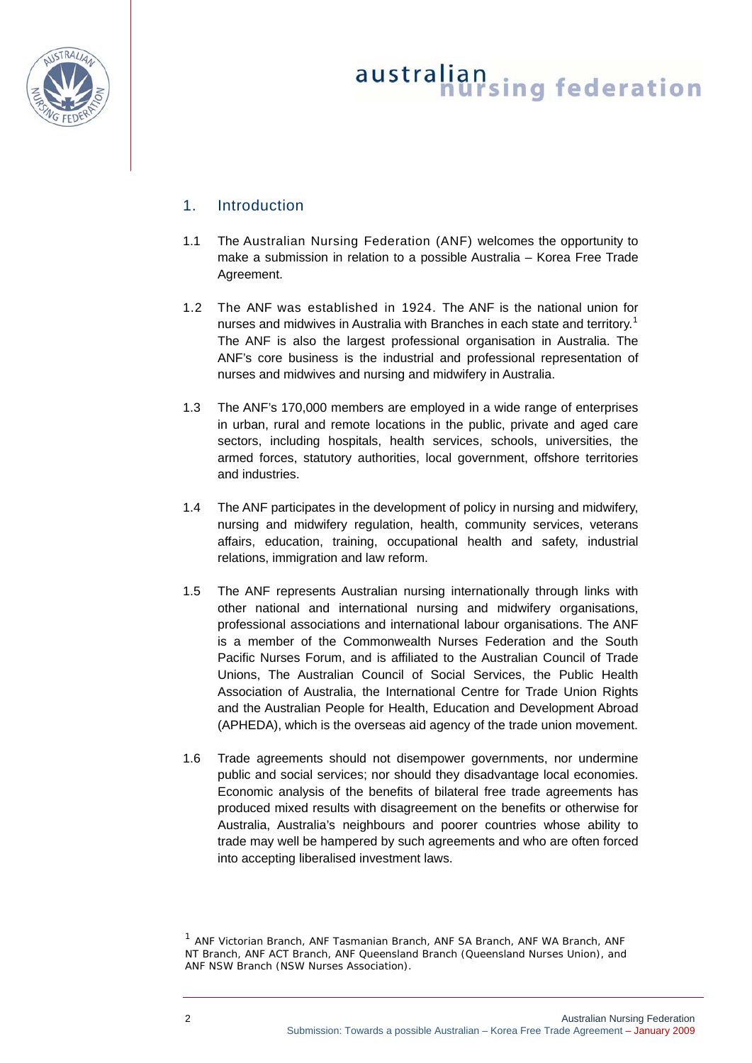## 1. Introduction

1.1 The Australian Nursing Federation (ANF) welcomes the opportunity to make a submission in relation to a possible Australia – Korea Free Trade Agreement.

1.2 The ANF was established in 1924. The ANF is the national union for nurses and midwives in Australia with Branches in each state and territory.[1] The ANF is also the largest professional organisation in Australia. The ANF's core business is the industrial and professional representation of nurses and midwives and nursing and midwifery in Australia.

1.3 The ANF's 170,000 members are employed in a wide range of enterprises in urban, rural and remote locations in the public, private and aged care sectors, including hospitals, health services, schools, universities, the armed forces, statutory authorities, local government, offshore territories and industries.

1.4 The ANF participates in the development of policy in nursing and midwifery, nursing and midwifery regulation, health, community services, veterans affairs, education, training, occupational health and safety, industrial relations, immigration and law reform.

1.5 The ANF represents Australian nursing internationally through links with other national and international nursing and midwifery organisations, professional associations and international labour organisations. The ANF is a member of the Commonwealth Nurses Federation and the South Pacific Nurses Forum, and is affiliated to the Australian Council of Trade Unions, The Australian Council of Social Services, the Public Health Association of Australia, the International Centre for Trade Union Rights and the Australian People for Health, Education and Development Abroad (APHEDA), which is the overseas aid agency of the trade union movement.

1.6 Trade agreements should not disempower governments, nor undermine public and social services; nor should they disadvantage local economies. Economic analysis of the benefits of bilateral free trade agreements has produced mixed results with disagreement on the benefits or otherwise for Australia, Australia's neighbours and poorer countries whose ability to trade may well be hampered by such agreements and who are often forced into accepting liberalised investment laws.

[1] ANF Victorian Branch, ANF Tasmanian Branch, ANF SA Branch, ANF WA Branch, ANF NT Branch, ANF ACT Branch, ANF Queensland Branch (Queensland Nurses Union), and ANF NSW Branch (NSW Nurses Association).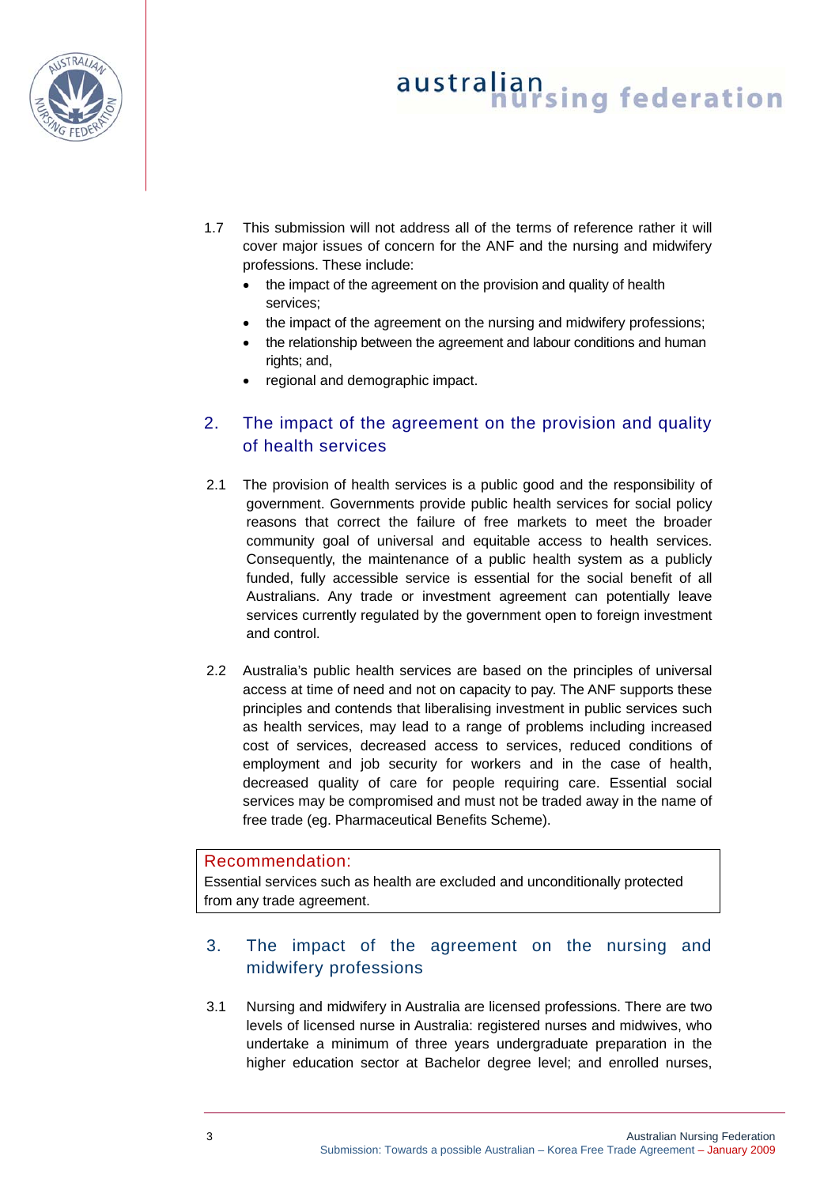1.7 This submission will not address all of the terms of reference rather it will cover major issues of concern for the ANF and the nursing and midwifery professions. These include:

- the impact of the agreement on the provision and quality of health services;
- the impact of the agreement on the nursing and midwifery professions;
- the relationship between the agreement and labour conditions and human rights; and,
- regional and demographic impact.

## 2. The impact of the agreement on the provision and quality of health services

2.1 The provision of health services is a public good and the responsibility of government. Governments provide public health services for social policy reasons that correct the failure of free markets to meet the broader community goal of universal and equitable access to health services. Consequently, the maintenance of a public health system as a publicly funded, fully accessible service is essential for the social benefit of all Australians. Any trade or investment agreement can potentially leave services currently regulated by the government open to foreign investment and control.

2.2 Australia's public health services are based on the principles of universal access at time of need and not on capacity to pay. The ANF supports these principles and contends that liberalising investment in public services such as health services, may lead to a range of problems including increased cost of services, decreased access to services, reduced conditions of employment and job security for workers and in the case of health, decreased quality of care for people requiring care. Essential social services may be compromised and must not be traded away in the name of free trade (eg. Pharmaceutical Benefits Scheme).

> **Recommendation:**
> Essential services such as health are excluded and unconditionally protected from any trade agreement.

## 3. The impact of the agreement on the nursing and midwifery professions

3.1 Nursing and midwifery in Australia are licensed professions. There are two levels of licensed nurse in Australia: registered nurses and midwives, who undertake a minimum of three years undergraduate preparation in the higher education sector at Bachelor degree level; and enrolled nurses,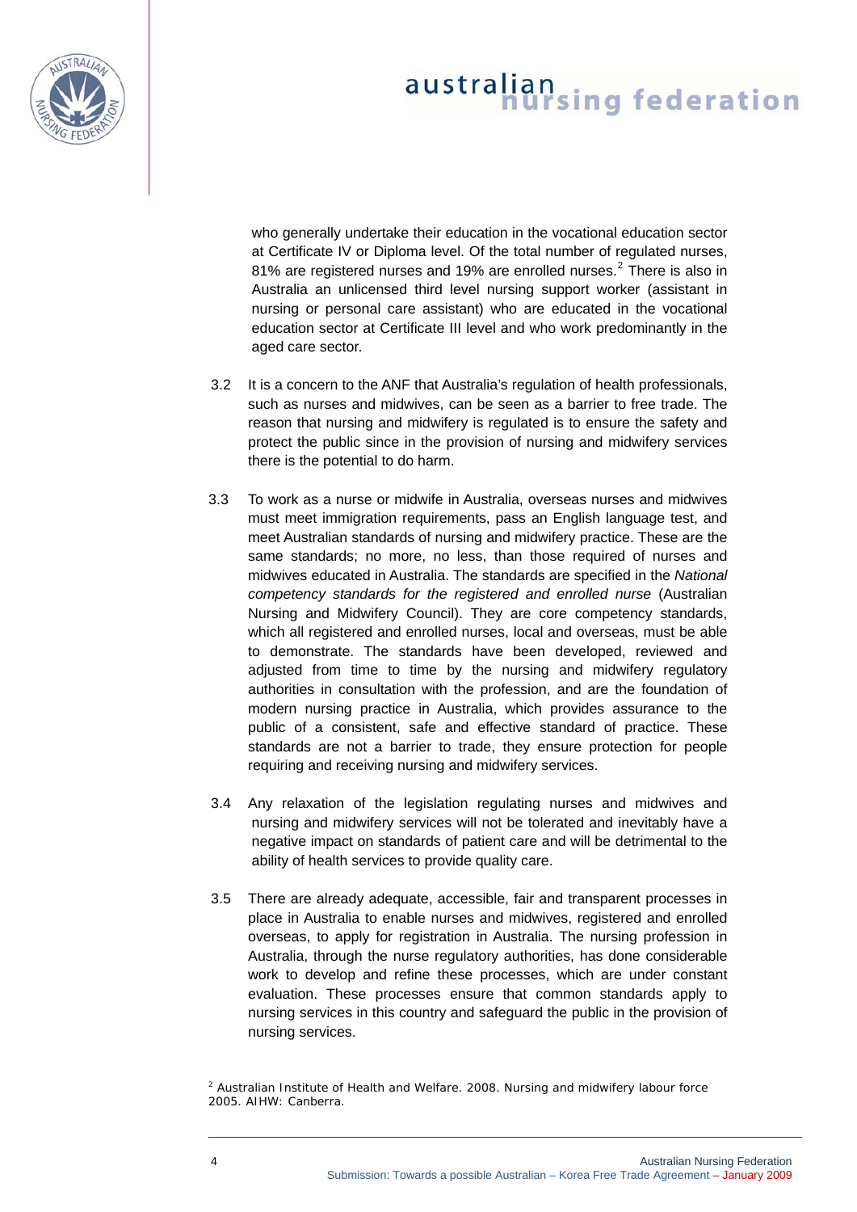who generally undertake their education in the vocational education sector at Certificate IV or Diploma level. Of the total number of regulated nurses, 81% are registered nurses and 19% are enrolled nurses.[2] There is also in Australia an unlicensed third level nursing support worker (assistant in nursing or personal care assistant) who are educated in the vocational education sector at Certificate III level and who work predominantly in the aged care sector.

3.2 It is a concern to the ANF that Australia's regulation of health professionals, such as nurses and midwives, can be seen as a barrier to free trade. The reason that nursing and midwifery is regulated is to ensure the safety and protect the public since in the provision of nursing and midwifery services there is the potential to do harm.

3.3 To work as a nurse or midwife in Australia, overseas nurses and midwives must meet immigration requirements, pass an English language test, and meet Australian standards of nursing and midwifery practice. These are the same standards; no more, no less, than those required of nurses and midwives educated in Australia. The standards are specified in the *National competency standards for the registered and enrolled nurse* (Australian Nursing and Midwifery Council). They are core competency standards, which all registered and enrolled nurses, local and overseas, must be able to demonstrate. The standards have been developed, reviewed and adjusted from time to time by the nursing and midwifery regulatory authorities in consultation with the profession, and are the foundation of modern nursing practice in Australia, which provides assurance to the public of a consistent, safe and effective standard of practice. These standards are not a barrier to trade, they ensure protection for people requiring and receiving nursing and midwifery services.

3.4 Any relaxation of the legislation regulating nurses and midwives and nursing and midwifery services will not be tolerated and inevitably have a negative impact on standards of patient care and will be detrimental to the ability of health services to provide quality care.

3.5 There are already adequate, accessible, fair and transparent processes in place in Australia to enable nurses and midwives, registered and enrolled overseas, to apply for registration in Australia. The nursing profession in Australia, through the nurse regulatory authorities, has done considerable work to develop and refine these processes, which are under constant evaluation. These processes ensure that common standards apply to nursing services in this country and safeguard the public in the provision of nursing services.

[2] Australian Institute of Health and Welfare. 2008. Nursing and midwifery labour force 2005. AIHW: Canberra.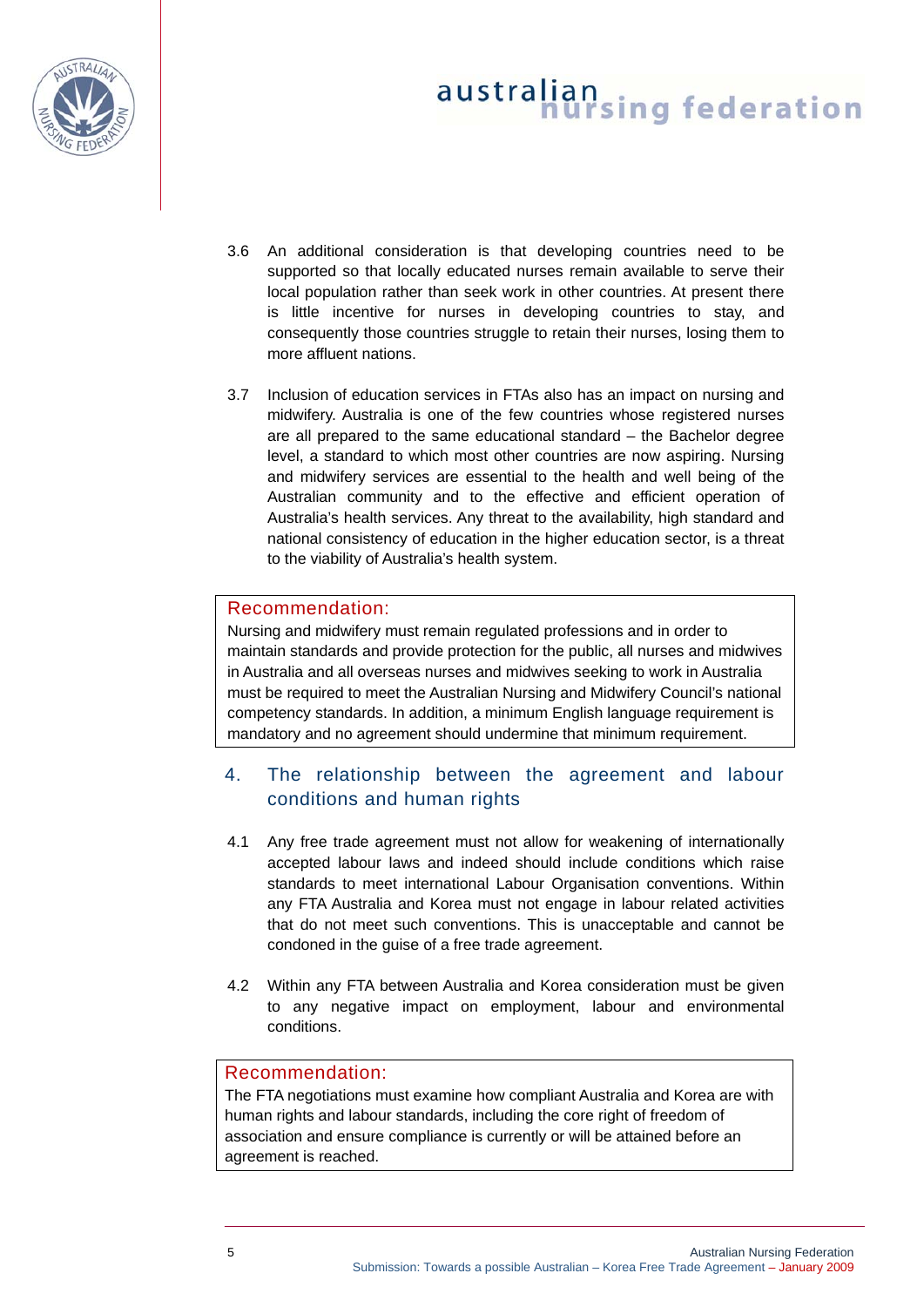3.6 An additional consideration is that developing countries need to be supported so that locally educated nurses remain available to serve their local population rather than seek work in other countries. At present there is little incentive for nurses in developing countries to stay, and consequently those countries struggle to retain their nurses, losing them to more affluent nations.

3.7 Inclusion of education services in FTAs also has an impact on nursing and midwifery. Australia is one of the few countries whose registered nurses are all prepared to the same educational standard – the Bachelor degree level, a standard to which most other countries are now aspiring. Nursing and midwifery services are essential to the health and well being of the Australian community and to the effective and efficient operation of Australia's health services. Any threat to the availability, high standard and national consistency of education in the higher education sector, is a threat to the viability of Australia's health system.

> **Recommendation:**
> Nursing and midwifery must remain regulated professions and in order to maintain standards and provide protection for the public, all nurses and midwives in Australia and all overseas nurses and midwives seeking to work in Australia must be required to meet the Australian Nursing and Midwifery Council's national competency standards. In addition, a minimum English language requirement is mandatory and no agreement should undermine that minimum requirement.

## 4. The relationship between the agreement and labour conditions and human rights

4.1 Any free trade agreement must not allow for weakening of internationally accepted labour laws and indeed should include conditions which raise standards to meet international Labour Organisation conventions. Within any FTA Australia and Korea must not engage in labour related activities that do not meet such conventions. This is unacceptable and cannot be condoned in the guise of a free trade agreement.

4.2 Within any FTA between Australia and Korea consideration must be given to any negative impact on employment, labour and environmental conditions.

> **Recommendation:**
> The FTA negotiations must examine how compliant Australia and Korea are with human rights and labour standards, including the core right of freedom of association and ensure compliance is currently or will be attained before an agreement is reached.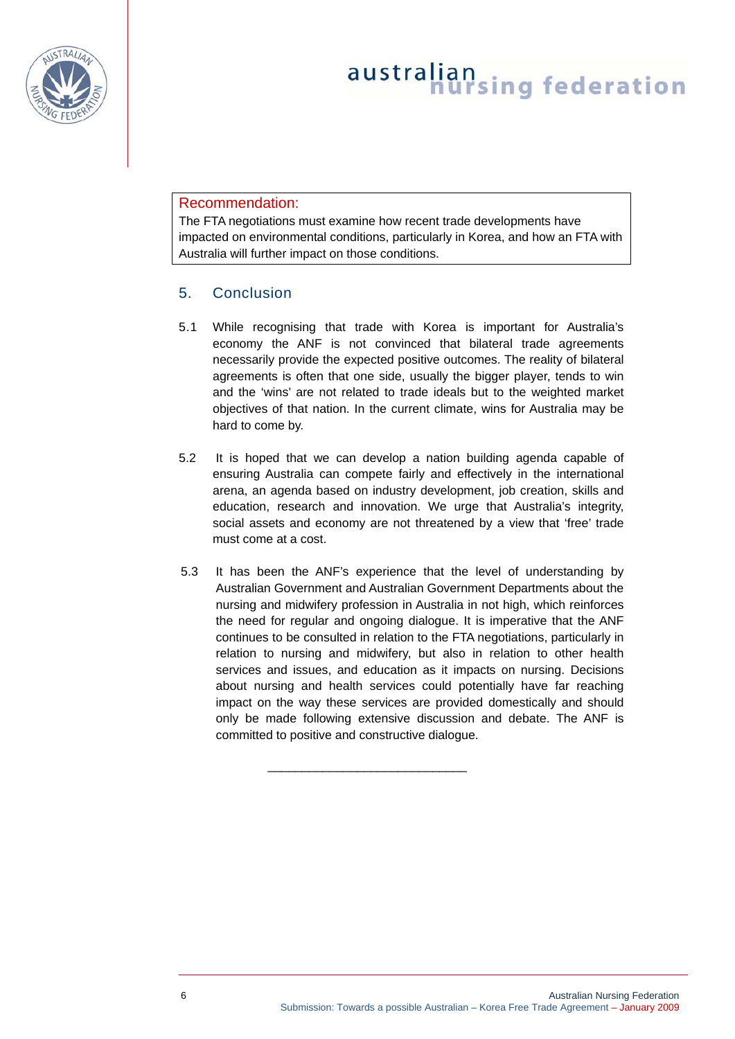**Recommendation:**

The FTA negotiations must examine how recent trade developments have impacted on environmental conditions, particularly in Korea, and how an FTA with Australia will further impact on those conditions.

## 5. Conclusion

5.1 While recognising that trade with Korea is important for Australia's economy the ANF is not convinced that bilateral trade agreements necessarily provide the expected positive outcomes. The reality of bilateral agreements is often that one side, usually the bigger player, tends to win and the 'wins' are not related to trade ideals but to the weighted market objectives of that nation. In the current climate, wins for Australia may be hard to come by.

5.2 It is hoped that we can develop a nation building agenda capable of ensuring Australia can compete fairly and effectively in the international arena, an agenda based on industry development, job creation, skills and education, research and innovation. We urge that Australia's integrity, social assets and economy are not threatened by a view that 'free' trade must come at a cost.

5.3 It has been the ANF's experience that the level of understanding by Australian Government and Australian Government Departments about the nursing and midwifery profession in Australia in not high, which reinforces the need for regular and ongoing dialogue. It is imperative that the ANF continues to be consulted in relation to the FTA negotiations, particularly in relation to nursing and midwifery, but also in relation to other health services and issues, and education as it impacts on nursing. Decisions about nursing and health services could potentially have far reaching impact on the way these services are provided domestically and should only be made following extensive discussion and debate. The ANF is committed to positive and constructive dialogue.

---